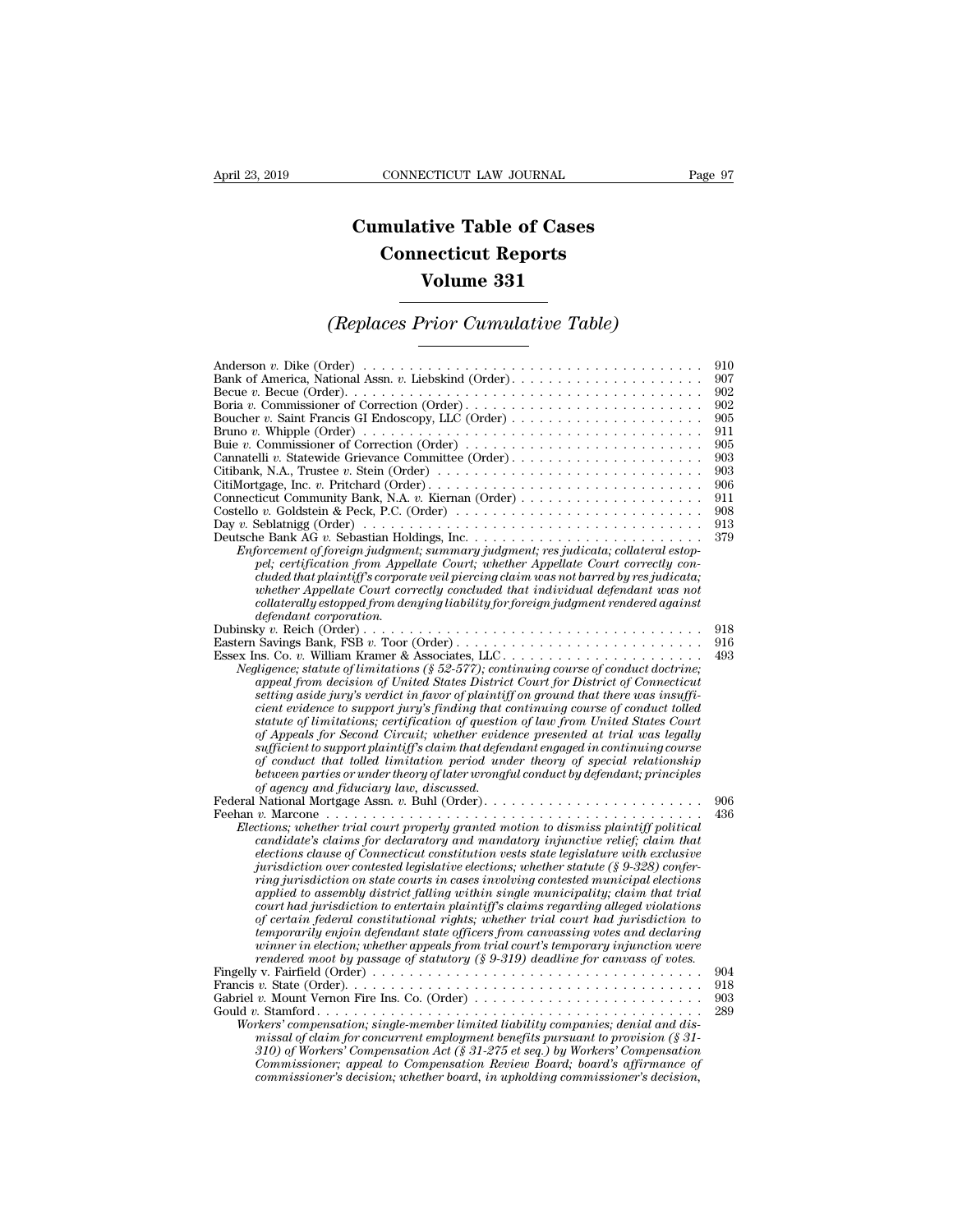# Cumulative Table of Cases
# Connecticut Reports
# Volume 331

## *(Replaces Prior Cumulative Table)*

Anderson *v.* Dike (Order) . . . . . . . . . . . . . . . . . . . . . . . . . . . . . . . . . . . . 910
Bank of America, National Assn. *v.* Liebskind (Order) . . . . . . . . . . . . . . . . . . . . 907
Becue *v.* Becue (Order) . . . . . . . . . . . . . . . . . . . . . . . . . . . . . . . . . . . . 902
Boria *v.* Commissioner of Correction (Order) . . . . . . . . . . . . . . . . . . . . . . . . 902
Boucher *v.* Saint Francis GI Endoscopy, LLC (Order) . . . . . . . . . . . . . . . . . . . . 905
Bruno *v.* Whipple (Order) . . . . . . . . . . . . . . . . . . . . . . . . . . . . . . . . . . . 911
Buie *v.* Commissioner of Correction (Order) . . . . . . . . . . . . . . . . . . . . . . . . . 905
Cannatelli *v.* Statewide Grievance Committee (Order) . . . . . . . . . . . . . . . . . . . . 903
Citibank, N.A., Trustee *v.* Stein (Order) . . . . . . . . . . . . . . . . . . . . . . . . . . 903
CitiMortgage, Inc. *v.* Pritchard (Order) . . . . . . . . . . . . . . . . . . . . . . . . . . . 906
Connecticut Community Bank, N.A. *v.* Kiernan (Order) . . . . . . . . . . . . . . . . . . . 911
Costello *v.* Goldstein & Peck, P.C. (Order) . . . . . . . . . . . . . . . . . . . . . . . . . 908
Day *v.* Seblatnigg (Order) . . . . . . . . . . . . . . . . . . . . . . . . . . . . . . . . . . . 913
Deutsche Bank AG *v.* Sebastian Holdings, Inc. . . . . . . . . . . . . . . . . . . . . . . . . 379

*Enforcement of foreign judgment; summary judgment; res judicata; collateral estoppel; certification from Appellate Court; whether Appellate Court correctly concluded that plaintiff's corporate veil piercing claim was not barred by res judicata; whether Appellate Court correctly concluded that individual defendant was not collaterally estopped from denying liability for foreign judgment rendered against defendant corporation.*

Dubinsky *v.* Reich (Order) . . . . . . . . . . . . . . . . . . . . . . . . . . . . . . . . . . . 918
Eastern Savings Bank, FSB *v.* Toor (Order) . . . . . . . . . . . . . . . . . . . . . . . . . . 916
Essex Ins. Co. *v.* William Kramer & Associates, LLC . . . . . . . . . . . . . . . . . . . . . 493

*Negligence; statute of limitations (§ 52-577); continuing course of conduct doctrine; appeal from decision of United States District Court for District of Connecticut setting aside jury's verdict in favor of plaintiff on ground that there was insufficient evidence to support jury's finding that continuing course of conduct tolled statute of limitations; certification of question of law from United States Court of Appeals for Second Circuit; whether evidence presented at trial was legally sufficient to support plaintiff's claim that defendant engaged in continuing course of conduct that tolled limitation period under theory of special relationship between parties or under theory of later wrongful conduct by defendant; principles of agency and fiduciary law, discussed.*

Federal National Mortgage Assn. *v.* Buhl (Order) . . . . . . . . . . . . . . . . . . . . . . . 906
Feehan *v.* Marcone . . . . . . . . . . . . . . . . . . . . . . . . . . . . . . . . . . . . . . . . 436

*Elections; whether trial court properly granted motion to dismiss plaintiff political candidate's claims for declaratory and mandatory injunctive relief; claim that elections clause of Connecticut constitution vests state legislature with exclusive jurisdiction over contested legislative elections; whether statute (§ 9-328) conferring jurisdiction on state courts in cases involving contested municipal elections applied to assembly district falling within single municipality; claim that trial court had jurisdiction to entertain plaintiff's claims regarding alleged violations of certain federal constitutional rights; whether trial court had jurisdiction to temporarily enjoin defendant state officers from canvassing votes and declaring winner in election; whether appeals from trial court's temporary injunction were rendered moot by passage of statutory (§ 9-319) deadline for canvass of votes.*

Fingelly v. Fairfield (Order) . . . . . . . . . . . . . . . . . . . . . . . . . . . . . . . . . . . 904
Francis *v.* State (Order) . . . . . . . . . . . . . . . . . . . . . . . . . . . . . . . . . . . . . 918
Gabriel *v.* Mount Vernon Fire Ins. Co. (Order) . . . . . . . . . . . . . . . . . . . . . . . . 903
Gould *v.* Stamford . . . . . . . . . . . . . . . . . . . . . . . . . . . . . . . . . . . . . . . . 289

*Workers' compensation; single-member limited liability companies; denial and dismissal of claim for concurrent employment benefits pursuant to provision (§ 31-310) of Workers' Compensation Act (§ 31-275 et seq.) by Workers' Compensation Commissioner; appeal to Compensation Review Board; board's affirmance of commissioner's decision; whether board, in upholding commissioner's decision,*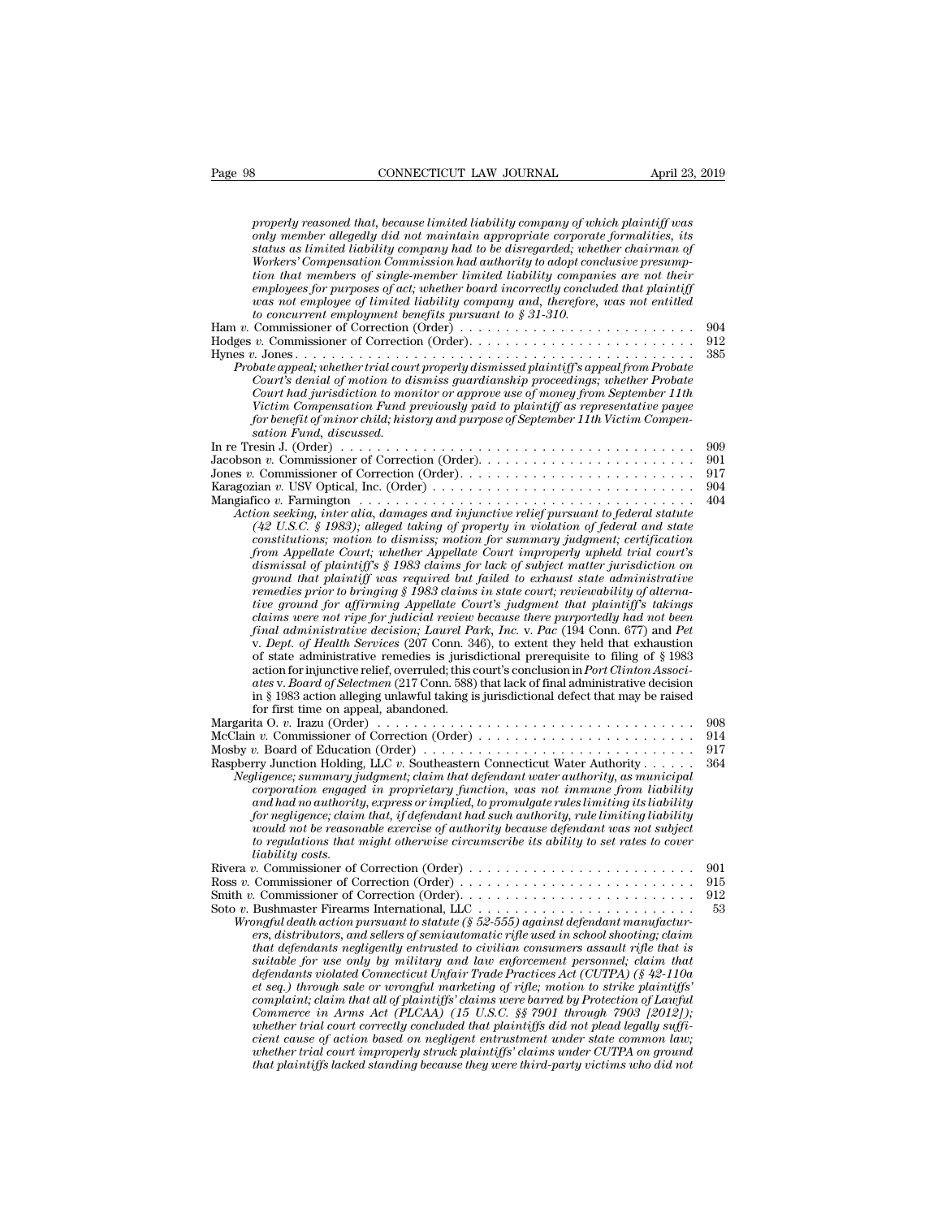*properly reasoned that, because limited liability company of which plaintiff was only member allegedly did not maintain appropriate corporate formalities, its status as limited liability company had to be disregarded; whether chairman of Workers' Compensation Commission had authority to adopt conclusive presumption that members of single-member limited liability companies are not their employees for purposes of act; whether board incorrectly concluded that plaintiff was not employee of limited liability company and, therefore, was not entitled to concurrent employment benefits pursuant to § 31-310.*

Ham *v.* Commissioner of Correction (Order) . . . . . . . . . . . . . . . . . . . . . . . . . . 904

Hodges *v.* Commissioner of Correction (Order). . . . . . . . . . . . . . . . . . . . . . . . . 912

Hynes *v.* Jones . . . . . . . . . . . . . . . . . . . . . . . . . . . . . . . . . . . . . . . . . . . . . . . . 385

*Probate appeal; whether trial court properly dismissed plaintiff's appeal from Probate Court's denial of motion to dismiss guardianship proceedings; whether Probate Court had jurisdiction to monitor or approve use of money from September 11th Victim Compensation Fund previously paid to plaintiff as representative payee for benefit of minor child; history and purpose of September 11th Victim Compensation Fund, discussed.*

In re Tresin J. (Order) . . . . . . . . . . . . . . . . . . . . . . . . . . . . . . . . . . . . . . . . 909

Jacobson *v.* Commissioner of Correction (Order). . . . . . . . . . . . . . . . . . . . . . . . 901

Jones *v.* Commissioner of Correction (Order). . . . . . . . . . . . . . . . . . . . . . . . . . 917

Karagozian *v.* USV Optical, Inc. (Order) . . . . . . . . . . . . . . . . . . . . . . . . . . . . . 904

Mangiafico *v.* Farmington . . . . . . . . . . . . . . . . . . . . . . . . . . . . . . . . . . . . . . . 404

*Action seeking, inter alia, damages and injunctive relief pursuant to federal statute (42 U.S.C. § 1983); alleged taking of property in violation of federal and state constitutions; motion to dismiss; motion for summary judgment; certification from Appellate Court; whether Appellate Court improperly upheld trial court's dismissal of plaintiff's § 1983 claims for lack of subject matter jurisdiction on ground that plaintiff was required but failed to exhaust state administrative remedies prior to bringing § 1983 claims in state court; reviewability of alternative ground for affirming Appellate Court's judgment that plaintiff's takings claims were not ripe for judicial review because there purportedly had not been final administrative decision; Laurel Park, Inc.* v. *Pac* (194 Conn. 677) and *Pet* v. *Dept. of Health Services* (207 Conn. 346), to extent they held that exhaustion of state administrative remedies is jurisdictional prerequisite to filing of § 1983 action for injunctive relief, overruled; this court's conclusion in *Port Clinton Associates* v. *Board of Selectmen* (217 Conn. 588) that lack of final administrative decision in § 1983 action alleging unlawful taking is jurisdictional defect that may be raised for first time on appeal, abandoned.

Margarita O. *v.* Irazu (Order) . . . . . . . . . . . . . . . . . . . . . . . . . . . . . . . . . . . 908

McClain *v.* Commissioner of Correction (Order) . . . . . . . . . . . . . . . . . . . . . . . . 914

Mosby *v.* Board of Education (Order) . . . . . . . . . . . . . . . . . . . . . . . . . . . . . . 917

Raspberry Junction Holding, LLC *v.* Southeastern Connecticut Water Authority . . . . . . 364

*Negligence; summary judgment; claim that defendant water authority, as municipal corporation engaged in proprietary function, was not immune from liability and had no authority, express or implied, to promulgate rules limiting its liability for negligence; claim that, if defendant had such authority, rule limiting liability would not be reasonable exercise of authority because defendant was not subject to regulations that might otherwise circumscribe its ability to set rates to cover liability costs.*

Rivera *v.* Commissioner of Correction (Order) . . . . . . . . . . . . . . . . . . . . . . . . . 901

Ross *v.* Commissioner of Correction (Order) . . . . . . . . . . . . . . . . . . . . . . . . . . 915

Smith *v.* Commissioner of Correction (Order). . . . . . . . . . . . . . . . . . . . . . . . . . 912

Soto *v.* Bushmaster Firearms International, LLC . . . . . . . . . . . . . . . . . . . . . . . 53

*Wrongful death action pursuant to statute (§ 52-555) against defendant manufacturers, distributors, and sellers of semiautomatic rifle used in school shooting; claim that defendants negligently entrusted to civilian consumers assault rifle that is suitable for use only by military and law enforcement personnel; claim that defendants violated Connecticut Unfair Trade Practices Act (CUTPA) (§ 42-110a et seq.) through sale or wrongful marketing of rifle; motion to strike plaintiffs' complaint; claim that all of plaintiffs' claims were barred by Protection of Lawful Commerce in Arms Act (PLCAA) (15 U.S.C. §§ 7901 through 7903 [2012]); whether trial court correctly concluded that plaintiffs did not plead legally sufficient cause of action based on negligent entrustment under state common law; whether trial court improperly struck plaintiffs' claims under CUTPA on ground that plaintiffs lacked standing because they were third-party victims who did not*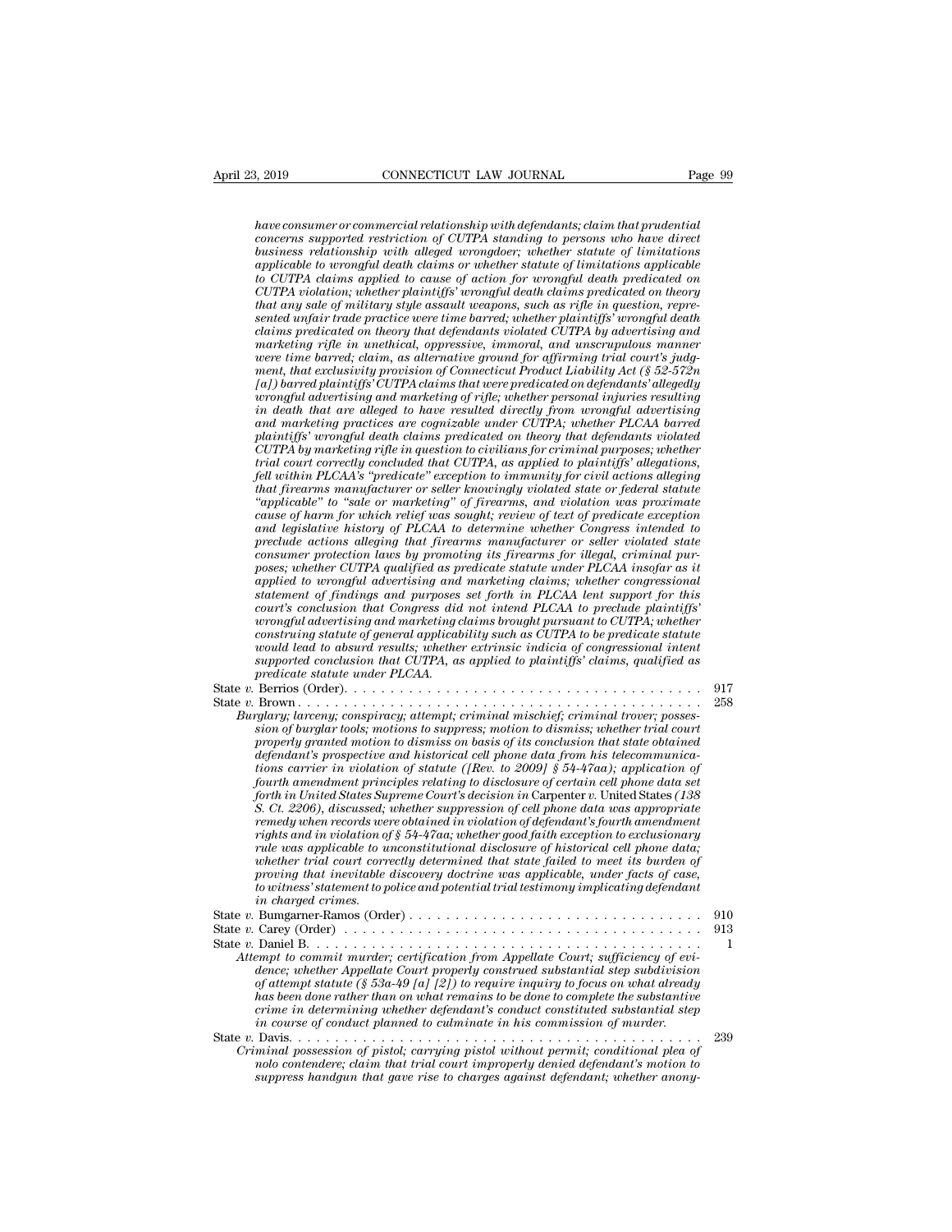*have consumer or commercial relationship with defendants; claim that prudential concerns supported restriction of CUTPA standing to persons who have direct business relationship with alleged wrongdoer; whether statute of limitations applicable to wrongful death claims or whether statute of limitations applicable to CUTPA claims applied to cause of action for wrongful death predicated on CUTPA violation; whether plaintiffs' wrongful death claims predicated on theory that any sale of military style assault weapons, such as rifle in question, represented unfair trade practice were time barred; whether plaintiffs' wrongful death claims predicated on theory that defendants violated CUTPA by advertising and marketing rifle in unethical, oppressive, immoral, and unscrupulous manner were time barred; claim, as alternative ground for affirming trial court's judgment, that exclusivity provision of Connecticut Product Liability Act (§ 52-572n [a]) barred plaintiffs' CUTPA claims that were predicated on defendants' allegedly wrongful advertising and marketing of rifle; whether personal injuries resulting in death that are alleged to have resulted directly from wrongful advertising and marketing practices are cognizable under CUTPA; whether PLCAA barred plaintiffs' wrongful death claims predicated on theory that defendants violated CUTPA by marketing rifle in question to civilians for criminal purposes; whether trial court correctly concluded that CUTPA, as applied to plaintiffs' allegations, fell within PLCAA's "predicate" exception to immunity for civil actions alleging that firearms manufacturer or seller knowingly violated state or federal statute "applicable" to "sale or marketing" of firearms, and violation was proximate cause of harm for which relief was sought; review of text of predicate exception and legislative history of PLCAA to determine whether Congress intended to preclude actions alleging that firearms manufacturer or seller violated state consumer protection laws by promoting its firearms for illegal, criminal purposes; whether CUTPA qualified as predicate statute under PLCAA insofar as it applied to wrongful advertising and marketing claims; whether congressional statement of findings and purposes set forth in PLCAA lent support for this court's conclusion that Congress did not intend PLCAA to preclude plaintiffs' wrongful advertising and marketing claims brought pursuant to CUTPA; whether construing statute of general applicability such as CUTPA to be predicate statute would lead to absurd results; whether extrinsic indicia of congressional intent supported conclusion that CUTPA, as applied to plaintiffs' claims, qualified as predicate statute under PLCAA.*

State *v.* Berrios (Order). . . . . . . . . . . . . . . . . . . . . . . . . . . . . . . . . . . . . . 917

State *v.* Brown . . . . . . . . . . . . . . . . . . . . . . . . . . . . . . . . . . . . . . . . . . . . 258

*Burglary; larceny; conspiracy; attempt; criminal mischief; criminal trover; possession of burglar tools; motions to suppress; motion to dismiss; whether trial court properly granted motion to dismiss on basis of its conclusion that state obtained defendant's prospective and historical cell phone data from his telecommunications carrier in violation of statute ([Rev. to 2009] § 54-47aa); application of fourth amendment principles relating to disclosure of certain cell phone data set forth in United States Supreme Court's decision in* Carpenter v. United States *(138 S. Ct. 2206), discussed; whether suppression of cell phone data was appropriate remedy when records were obtained in violation of defendant's fourth amendment rights and in violation of § 54-47aa; whether good faith exception to exclusionary rule was applicable to unconstitutional disclosure of historical cell phone data; whether trial court correctly determined that state failed to meet its burden of proving that inevitable discovery doctrine was applicable, under facts of case, to witness' statement to police and potential trial testimony implicating defendant in charged crimes.*

State *v.* Bumgarner-Ramos (Order) . . . . . . . . . . . . . . . . . . . . . . . . . . . . . . . 910

State *v.* Carey (Order) . . . . . . . . . . . . . . . . . . . . . . . . . . . . . . . . . . . . . . . 913

State *v.* Daniel B. . . . . . . . . . . . . . . . . . . . . . . . . . . . . . . . . . . . . . . . . . . . 1

*Attempt to commit murder; certification from Appellate Court; sufficiency of evidence; whether Appellate Court properly construed substantial step subdivision of attempt statute (§ 53a-49 [a] [2]) to require inquiry to focus on what already has been done rather than on what remains to be done to complete the substantive crime in determining whether defendant's conduct constituted substantial step in course of conduct planned to culminate in his commission of murder.*

State *v.* Davis. . . . . . . . . . . . . . . . . . . . . . . . . . . . . . . . . . . . . . . . . . . . . 239

*Criminal possession of pistol; carrying pistol without permit; conditional plea of nolo contendere; claim that trial court improperly denied defendant's motion to suppress handgun that gave rise to charges against defendant; whether anony-*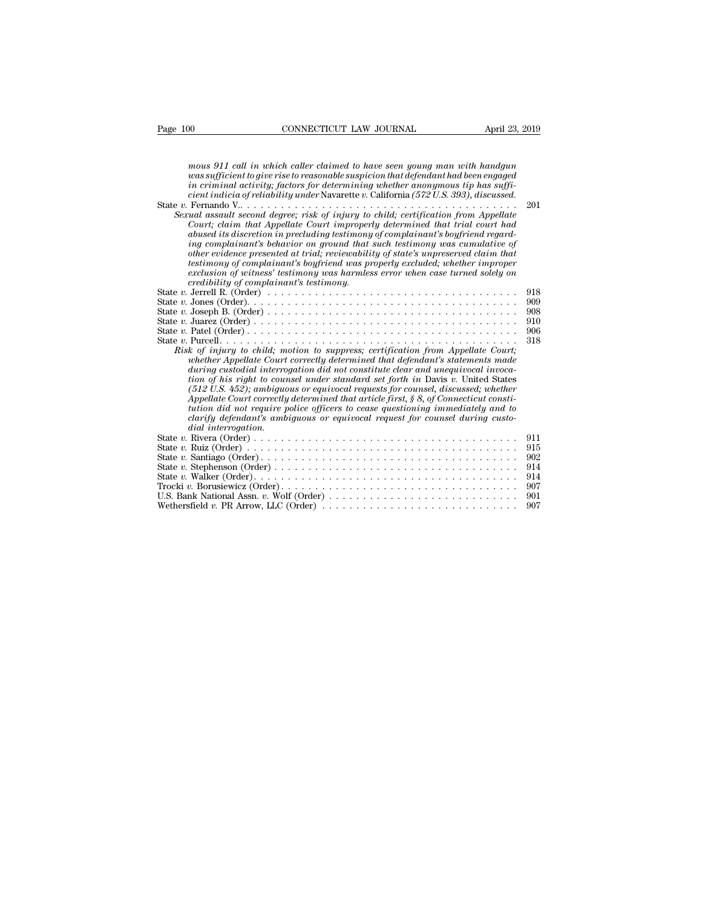*mous 911 call in which caller claimed to have seen young man with handgun was sufficient to give rise to reasonable suspicion that defendant had been engaged in criminal activity; factors for determining whether anonymous tip has sufficient indicia of reliability under* Navarette *v.* California *(572 U.S. 393), discussed.*

State *v.* Fernando V. . . . . . . . . . . . . . . . . . . . . . . . . . . . . . . . . . . . . . . . . . 201

*Sexual assault second degree; risk of injury to child; certification from Appellate Court; claim that Appellate Court improperly determined that trial court had abused its discretion in precluding testimony of complainant's boyfriend regarding complainant's behavior on ground that such testimony was cumulative of other evidence presented at trial; reviewability of state's unpreserved claim that testimony of complainant's boyfriend was properly excluded; whether improper exclusion of witness' testimony was harmless error when case turned solely on credibility of complainant's testimony.*

State *v.* Jerrell R. (Order) . . . . . . . . . . . . . . . . . . . . . . . . . . . . . . . . . . . . 918

State *v.* Jones (Order). . . . . . . . . . . . . . . . . . . . . . . . . . . . . . . . . . . . . . . . 909

State *v.* Joseph B. (Order) . . . . . . . . . . . . . . . . . . . . . . . . . . . . . . . . . . . . 908

State *v.* Juarez (Order) . . . . . . . . . . . . . . . . . . . . . . . . . . . . . . . . . . . . . . . 910

State *v.* Patel (Order) . . . . . . . . . . . . . . . . . . . . . . . . . . . . . . . . . . . . . . . . 906

State *v.* Purcell. . . . . . . . . . . . . . . . . . . . . . . . . . . . . . . . . . . . . . . . . . . . . 318

*Risk of injury to child; motion to suppress; certification from Appellate Court; whether Appellate Court correctly determined that defendant's statements made during custodial interrogation did not constitute clear and unequivocal invocation of his right to counsel under standard set forth in* Davis *v.* United States *(512 U.S. 452); ambiguous or equivocal requests for counsel, discussed; whether Appellate Court correctly determined that article first, § 8, of Connecticut constitution did not require police officers to cease questioning immediately and to clarify defendant's ambiguous or equivocal request for counsel during custodial interrogation.*

State *v.* Rivera (Order) . . . . . . . . . . . . . . . . . . . . . . . . . . . . . . . . . . . . . . . 911

State *v.* Ruiz (Order) . . . . . . . . . . . . . . . . . . . . . . . . . . . . . . . . . . . . . . . . 915

State *v.* Santiago (Order) . . . . . . . . . . . . . . . . . . . . . . . . . . . . . . . . . . . . . . 902

State *v.* Stephenson (Order) . . . . . . . . . . . . . . . . . . . . . . . . . . . . . . . . . . . 914

State *v.* Walker (Order). . . . . . . . . . . . . . . . . . . . . . . . . . . . . . . . . . . . . . . 914

Trocki *v.* Borusiewicz (Order). . . . . . . . . . . . . . . . . . . . . . . . . . . . . . . . . . 907

U.S. Bank National Assn. *v.* Wolf (Order) . . . . . . . . . . . . . . . . . . . . . . . . . . 901

Wethersfield *v.* PR Arrow, LLC (Order) . . . . . . . . . . . . . . . . . . . . . . . . . . . 907